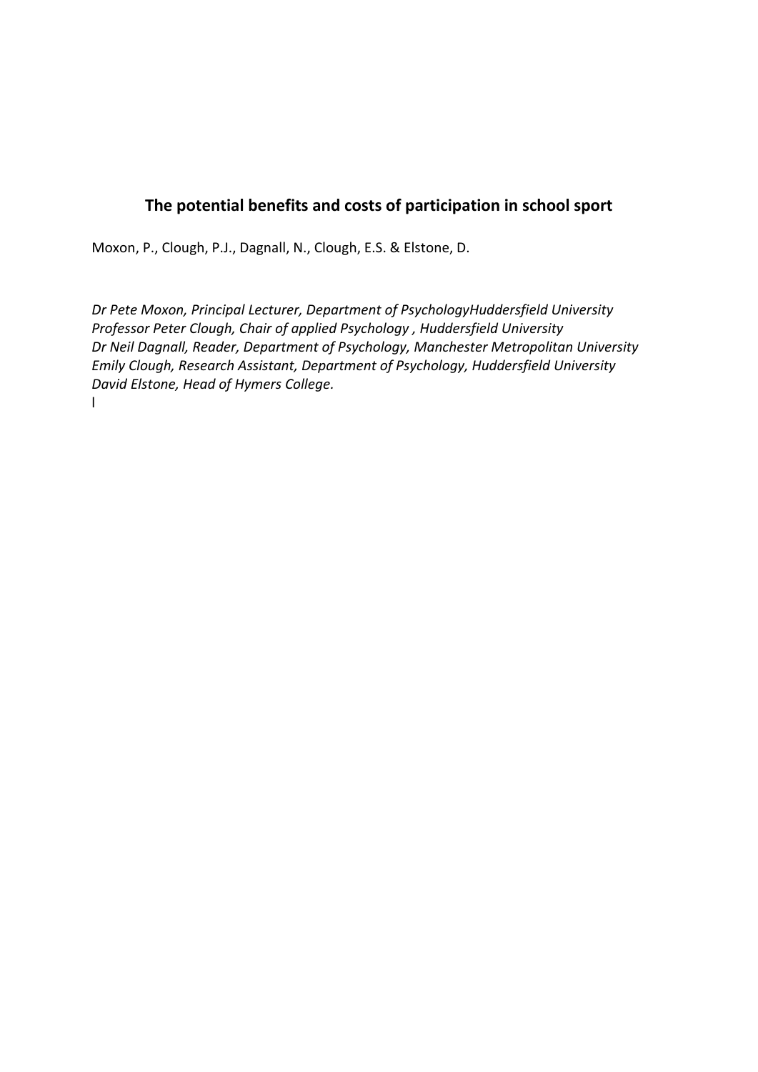# The potential benefits and costs of participation in school sport

Moxon, P., Clough, P.J., Dagnall, N., Clough, E.S. & Elstone, D.

*Dr Pete Moxon, Principal Lecturer, Department of PsychologyHuddersfield University*
*Professor Peter Clough, Chair of applied Psychology , Huddersfield University*
*Dr Neil Dagnall, Reader, Department of Psychology, Manchester Metropolitan University*
*Emily Clough, Research Assistant, Department of Psychology, Huddersfield University*
*David Elstone, Head of Hymers College.*
l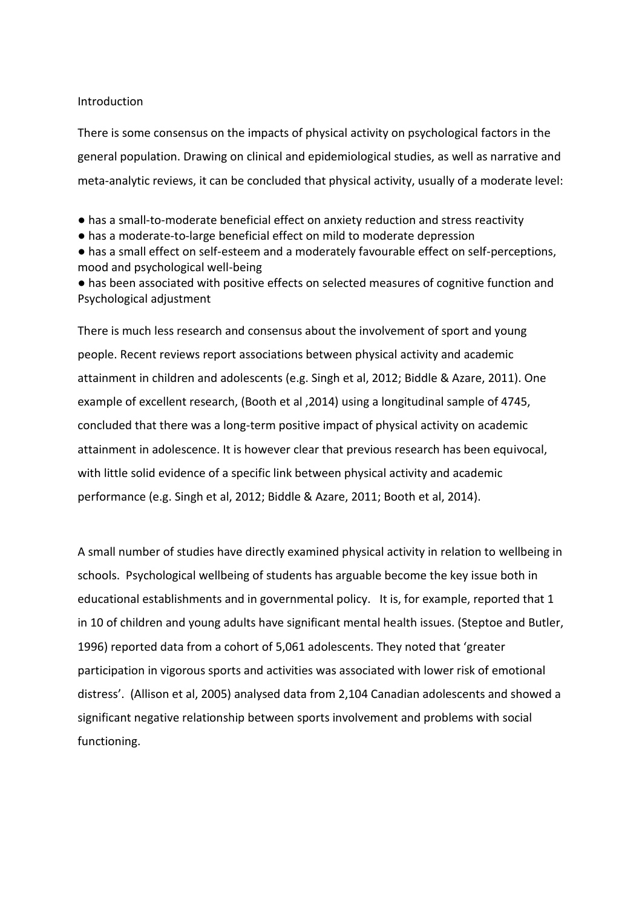## Introduction

There is some consensus on the impacts of physical activity on psychological factors in the general population. Drawing on clinical and epidemiological studies, as well as narrative and meta-analytic reviews, it can be concluded that physical activity, usually of a moderate level:

- has a small-to-moderate beneficial effect on anxiety reduction and stress reactivity
- has a moderate-to-large beneficial effect on mild to moderate depression
- has a small effect on self-esteem and a moderately favourable effect on self-perceptions, mood and psychological well-being
- has been associated with positive effects on selected measures of cognitive function and Psychological adjustment

There is much less research and consensus about the involvement of sport and young people. Recent reviews report associations between physical activity and academic attainment in children and adolescents (e.g. Singh et al, 2012; Biddle & Azare, 2011). One example of excellent research, (Booth et al ,2014) using a longitudinal sample of 4745, concluded that there was a long-term positive impact of physical activity on academic attainment in adolescence. It is however clear that previous research has been equivocal, with little solid evidence of a specific link between physical activity and academic performance (e.g. Singh et al, 2012; Biddle & Azare, 2011; Booth et al, 2014).

A small number of studies have directly examined physical activity in relation to wellbeing in schools. Psychological wellbeing of students has arguable become the key issue both in educational establishments and in governmental policy. It is, for example, reported that 1 in 10 of children and young adults have significant mental health issues. (Steptoe and Butler, 1996) reported data from a cohort of 5,061 adolescents. They noted that 'greater participation in vigorous sports and activities was associated with lower risk of emotional distress'. (Allison et al, 2005) analysed data from 2,104 Canadian adolescents and showed a significant negative relationship between sports involvement and problems with social functioning.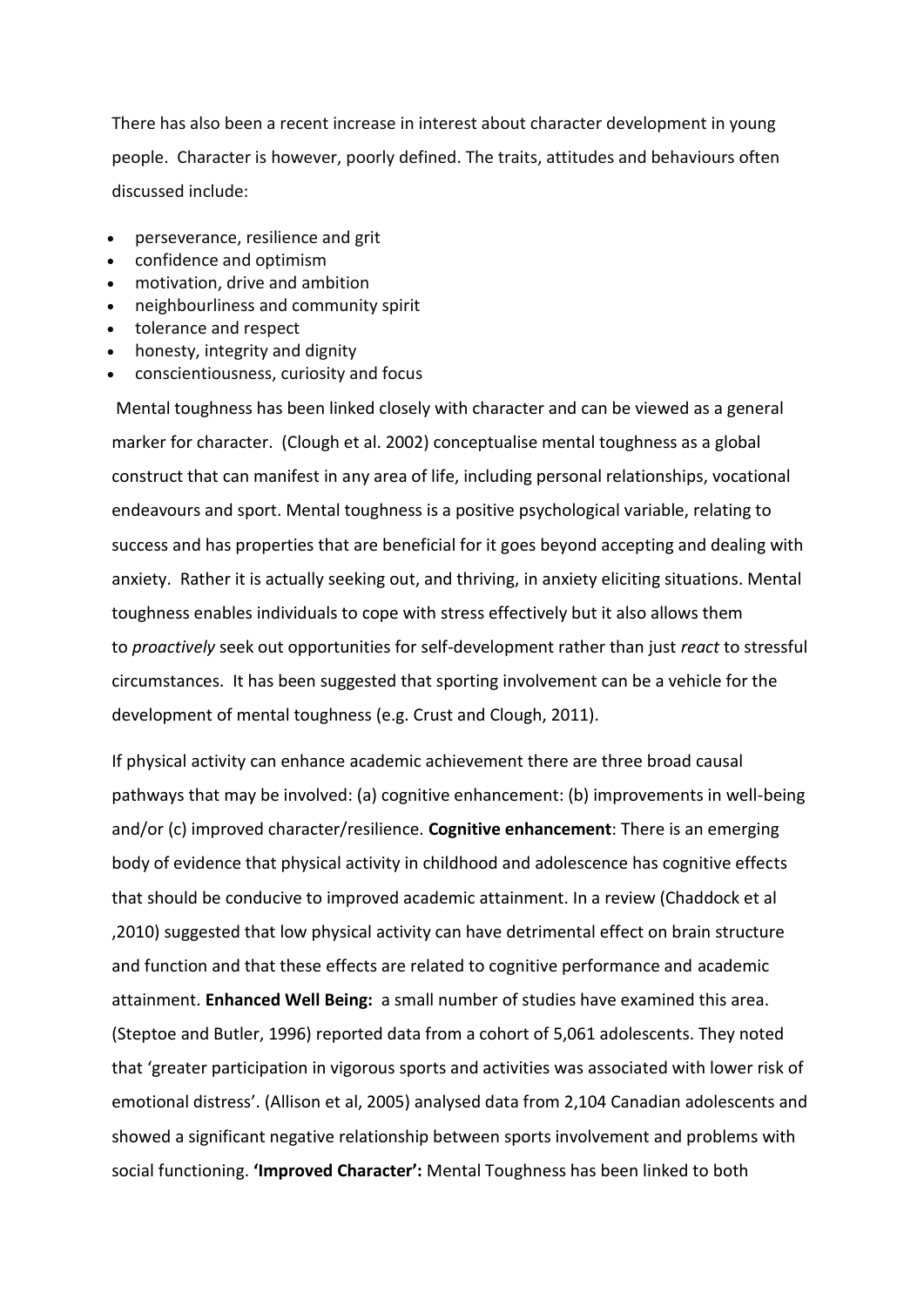There has also been a recent increase in interest about character development in young people. Character is however, poorly defined. The traits, attitudes and behaviours often discussed include:

- perseverance, resilience and grit
- confidence and optimism
- motivation, drive and ambition
- neighbourliness and community spirit
- tolerance and respect
- honesty, integrity and dignity
- conscientiousness, curiosity and focus

Mental toughness has been linked closely with character and can be viewed as a general marker for character. (Clough et al. 2002) conceptualise mental toughness as a global construct that can manifest in any area of life, including personal relationships, vocational endeavours and sport. Mental toughness is a positive psychological variable, relating to success and has properties that are beneficial for it goes beyond accepting and dealing with anxiety. Rather it is actually seeking out, and thriving, in anxiety eliciting situations. Mental toughness enables individuals to cope with stress effectively but it also allows them to *proactively* seek out opportunities for self-development rather than just *react* to stressful circumstances. It has been suggested that sporting involvement can be a vehicle for the development of mental toughness (e.g. Crust and Clough, 2011).

If physical activity can enhance academic achievement there are three broad causal pathways that may be involved: (a) cognitive enhancement: (b) improvements in well-being and/or (c) improved character/resilience. **Cognitive enhancement**: There is an emerging body of evidence that physical activity in childhood and adolescence has cognitive effects that should be conducive to improved academic attainment. In a review (Chaddock et al ,2010) suggested that low physical activity can have detrimental effect on brain structure and function and that these effects are related to cognitive performance and academic attainment. **Enhanced Well Being:** a small number of studies have examined this area. (Steptoe and Butler, 1996) reported data from a cohort of 5,061 adolescents. They noted that 'greater participation in vigorous sports and activities was associated with lower risk of emotional distress'. (Allison et al, 2005) analysed data from 2,104 Canadian adolescents and showed a significant negative relationship between sports involvement and problems with social functioning. **'Improved Character':** Mental Toughness has been linked to both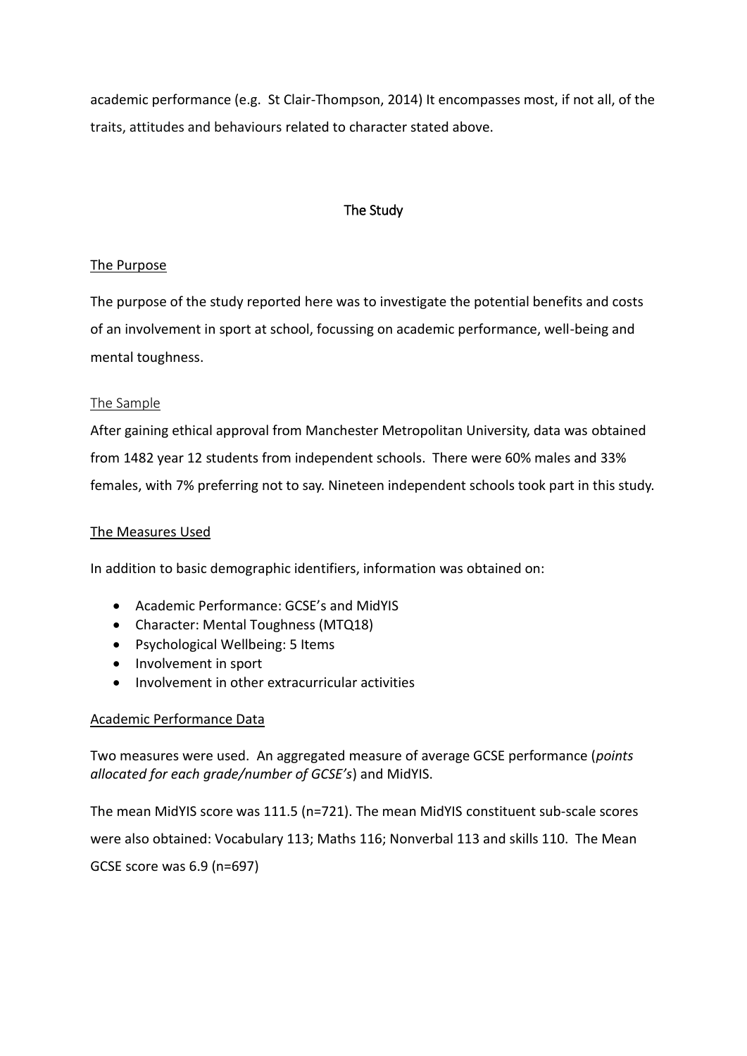academic performance (e.g. St Clair-Thompson, 2014) It encompasses most, if not all, of the traits, attitudes and behaviours related to character stated above.

## The Study

### The Purpose

The purpose of the study reported here was to investigate the potential benefits and costs of an involvement in sport at school, focussing on academic performance, well-being and mental toughness.

### The Sample

After gaining ethical approval from Manchester Metropolitan University, data was obtained from 1482 year 12 students from independent schools. There were 60% males and 33% females, with 7% preferring not to say. Nineteen independent schools took part in this study.

### The Measures Used

In addition to basic demographic identifiers, information was obtained on:

- Academic Performance: GCSE's and MidYIS
- Character: Mental Toughness (MTQ18)
- Psychological Wellbeing: 5 Items
- Involvement in sport
- Involvement in other extracurricular activities

### Academic Performance Data

Two measures were used. An aggregated measure of average GCSE performance (*points allocated for each grade/number of GCSE's*) and MidYIS.

The mean MidYIS score was 111.5 (n=721). The mean MidYIS constituent sub-scale scores were also obtained: Vocabulary 113; Maths 116; Nonverbal 113 and skills 110. The Mean GCSE score was 6.9 (n=697)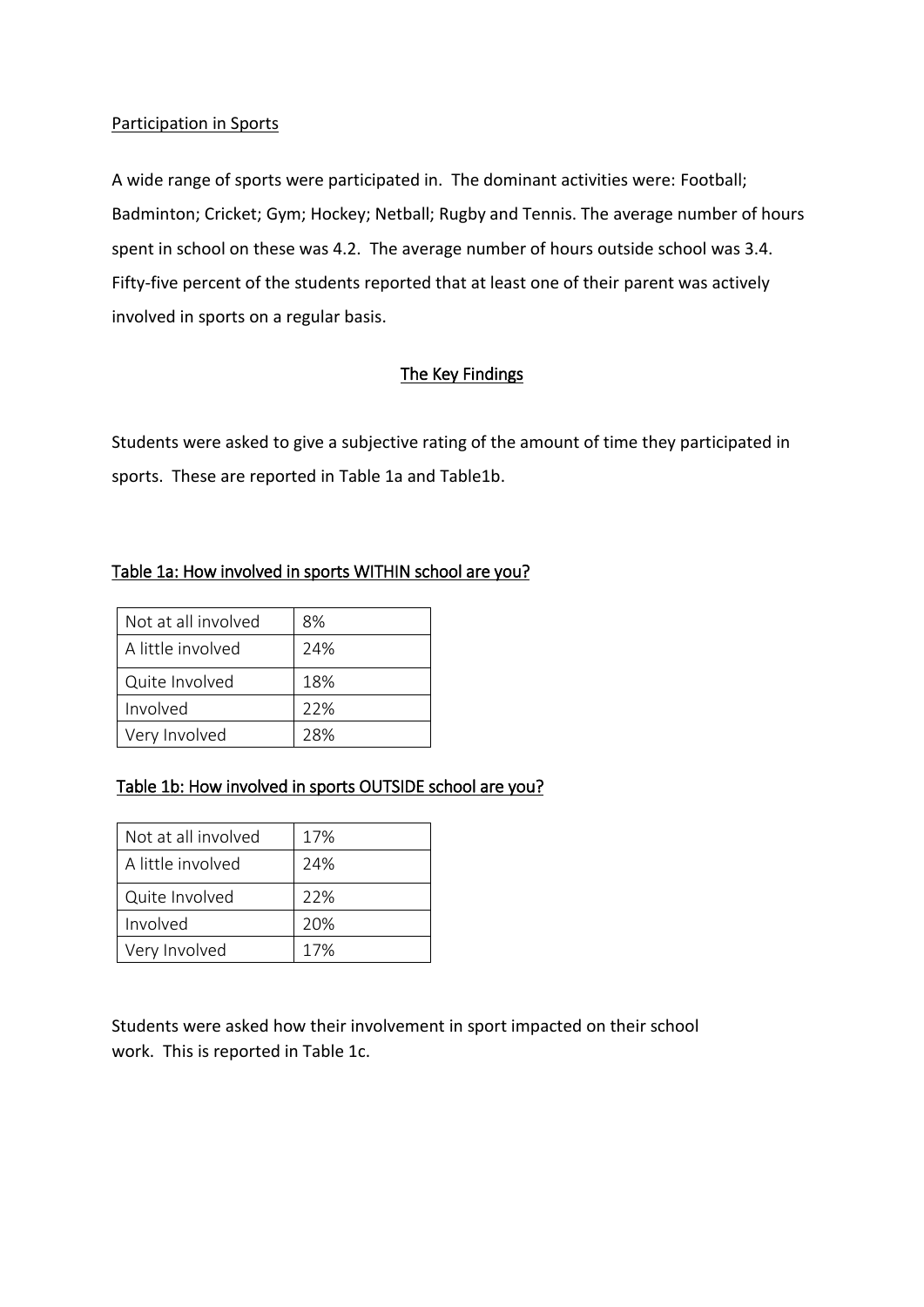Participation in Sports

A wide range of sports were participated in. The dominant activities were: Football; Badminton; Cricket; Gym; Hockey; Netball; Rugby and Tennis. The average number of hours spent in school on these was 4.2. The average number of hours outside school was 3.4. Fifty-five percent of the students reported that at least one of their parent was actively involved in sports on a regular basis.

## The Key Findings

Students were asked to give a subjective rating of the amount of time they participated in sports. These are reported in Table 1a and Table1b.

Table 1a: How involved in sports WITHIN school are you?

| Response | % |
| --- | --- |
| Not at all involved | 8% |
| A little involved | 24% |
| Quite Involved | 18% |
| Involved | 22% |
| Very Involved | 28% |

Table 1b: How involved in sports OUTSIDE school are you?

| Response | % |
| --- | --- |
| Not at all involved | 17% |
| A little involved | 24% |
| Quite Involved | 22% |
| Involved | 20% |
| Very Involved | 17% |

Students were asked how their involvement in sport impacted on their school work. This is reported in Table 1c.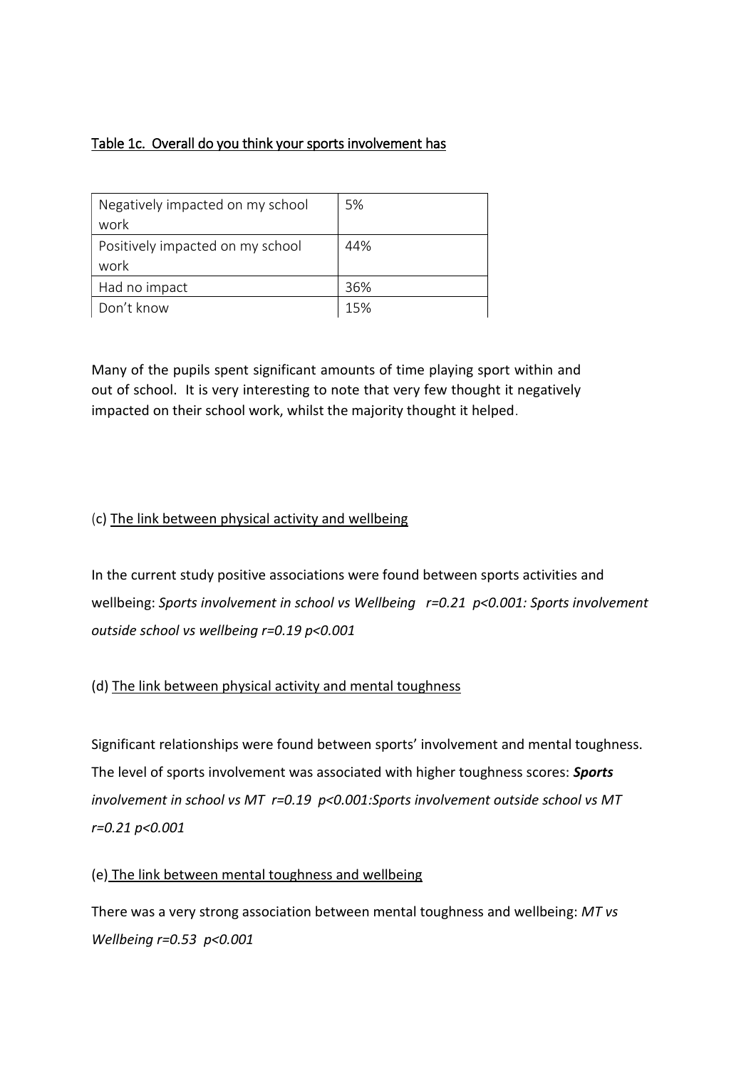<u>Table 1c. Overall do you think your sports involvement has</u>

| | |
|---|---|
| Negatively impacted on my school work | 5% |
| Positively impacted on my school work | 44% |
| Had no impact | 36% |
| Don't know | 15% |

Many of the pupils spent significant amounts of time playing sport within and out of school. It is very interesting to note that very few thought it negatively impacted on their school work, whilst the majority thought it helped.

(c) <u>The link between physical activity and wellbeing</u>

In the current study positive associations were found between sports activities and wellbeing: *Sports involvement in school vs Wellbeing* $r=0.21$ $p<0.001$*: Sports involvement outside school vs wellbeing* $r=0.19$ $p<0.001$

(d) <u>The link between physical activity and mental toughness</u>

Significant relationships were found between sports' involvement and mental toughness. The level of sports involvement was associated with higher toughness scores: ***Sports*** *involvement in school vs MT* $r=0.19$ $p<0.001$*:Sports involvement outside school vs MT* $r=0.21$ $p<0.001$

(e) <u>The link between mental toughness and wellbeing</u>

There was a very strong association between mental toughness and wellbeing: *MT vs Wellbeing* $r=0.53$ $p<0.001$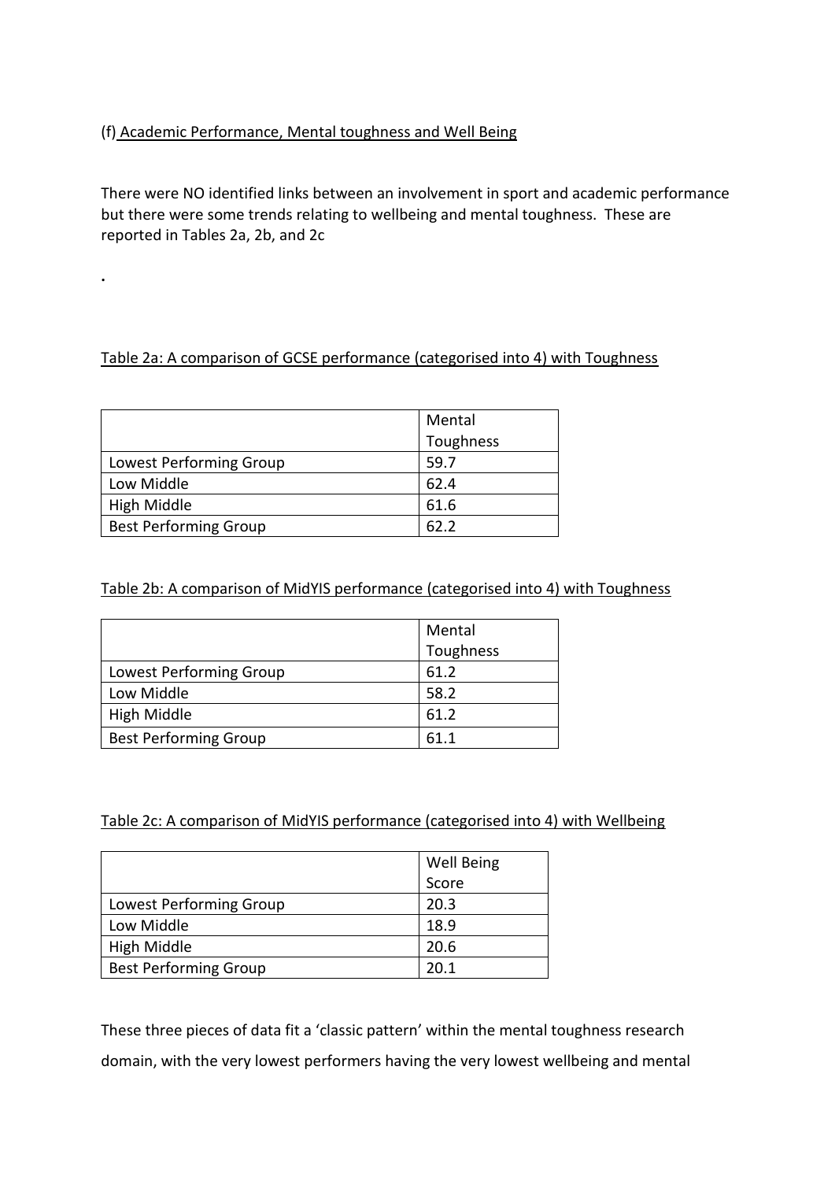(f) Academic Performance, Mental toughness and Well Being

There were NO identified links between an involvement in sport and academic performance but there were some trends relating to wellbeing and mental toughness. These are reported in Tables 2a, 2b, and 2c

.

Table 2a: A comparison of GCSE performance (categorised into 4) with Toughness

| | Mental Toughness |
|---|---|
| Lowest Performing Group | 59.7 |
| Low Middle | 62.4 |
| High Middle | 61.6 |
| Best Performing Group | 62.2 |

Table 2b: A comparison of MidYIS performance (categorised into 4) with Toughness

| | Mental Toughness |
|---|---|
| Lowest Performing Group | 61.2 |
| Low Middle | 58.2 |
| High Middle | 61.2 |
| Best Performing Group | 61.1 |

Table 2c: A comparison of MidYIS performance (categorised into 4) with Wellbeing

| | Well Being Score |
|---|---|
| Lowest Performing Group | 20.3 |
| Low Middle | 18.9 |
| High Middle | 20.6 |
| Best Performing Group | 20.1 |

These three pieces of data fit a 'classic pattern' within the mental toughness research domain, with the very lowest performers having the very lowest wellbeing and mental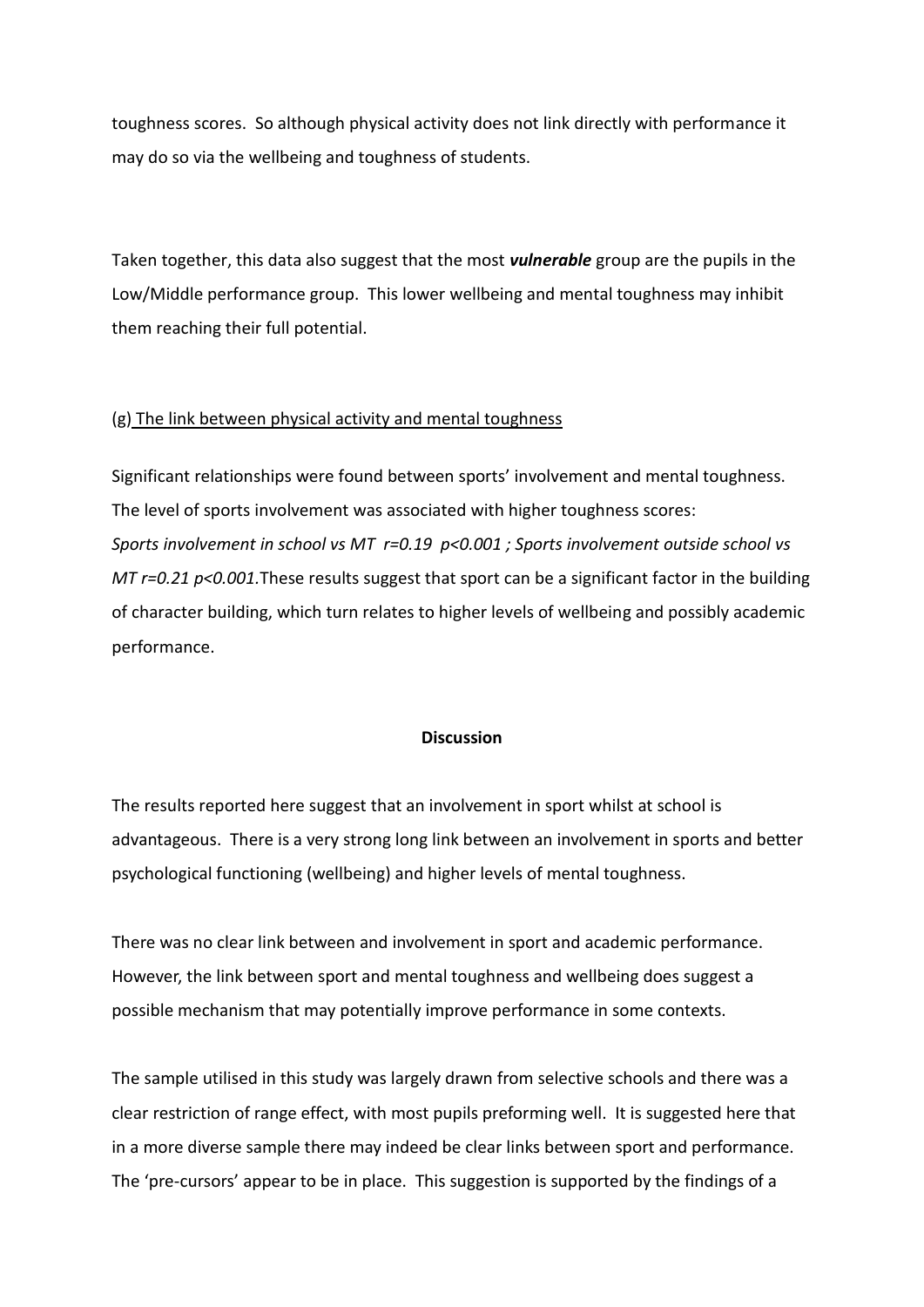toughness scores. So although physical activity does not link directly with performance it may do so via the wellbeing and toughness of students.

Taken together, this data also suggest that the most ***vulnerable*** group are the pupils in the Low/Middle performance group. This lower wellbeing and mental toughness may inhibit them reaching their full potential.

(g) The link between physical activity and mental toughness

Significant relationships were found between sports' involvement and mental toughness. The level of sports involvement was associated with higher toughness scores: *Sports involvement in school vs MT $r=0.19$ $p<0.001$ ; Sports involvement outside school vs MT $r=0.21$ $p<0.001$.* These results suggest that sport can be a significant factor in the building of character building, which turn relates to higher levels of wellbeing and possibly academic performance.

**Discussion**

The results reported here suggest that an involvement in sport whilst at school is advantageous. There is a very strong long link between an involvement in sports and better psychological functioning (wellbeing) and higher levels of mental toughness.

There was no clear link between and involvement in sport and academic performance. However, the link between sport and mental toughness and wellbeing does suggest a possible mechanism that may potentially improve performance in some contexts.

The sample utilised in this study was largely drawn from selective schools and there was a clear restriction of range effect, with most pupils preforming well. It is suggested here that in a more diverse sample there may indeed be clear links between sport and performance. The 'pre-cursors' appear to be in place. This suggestion is supported by the findings of a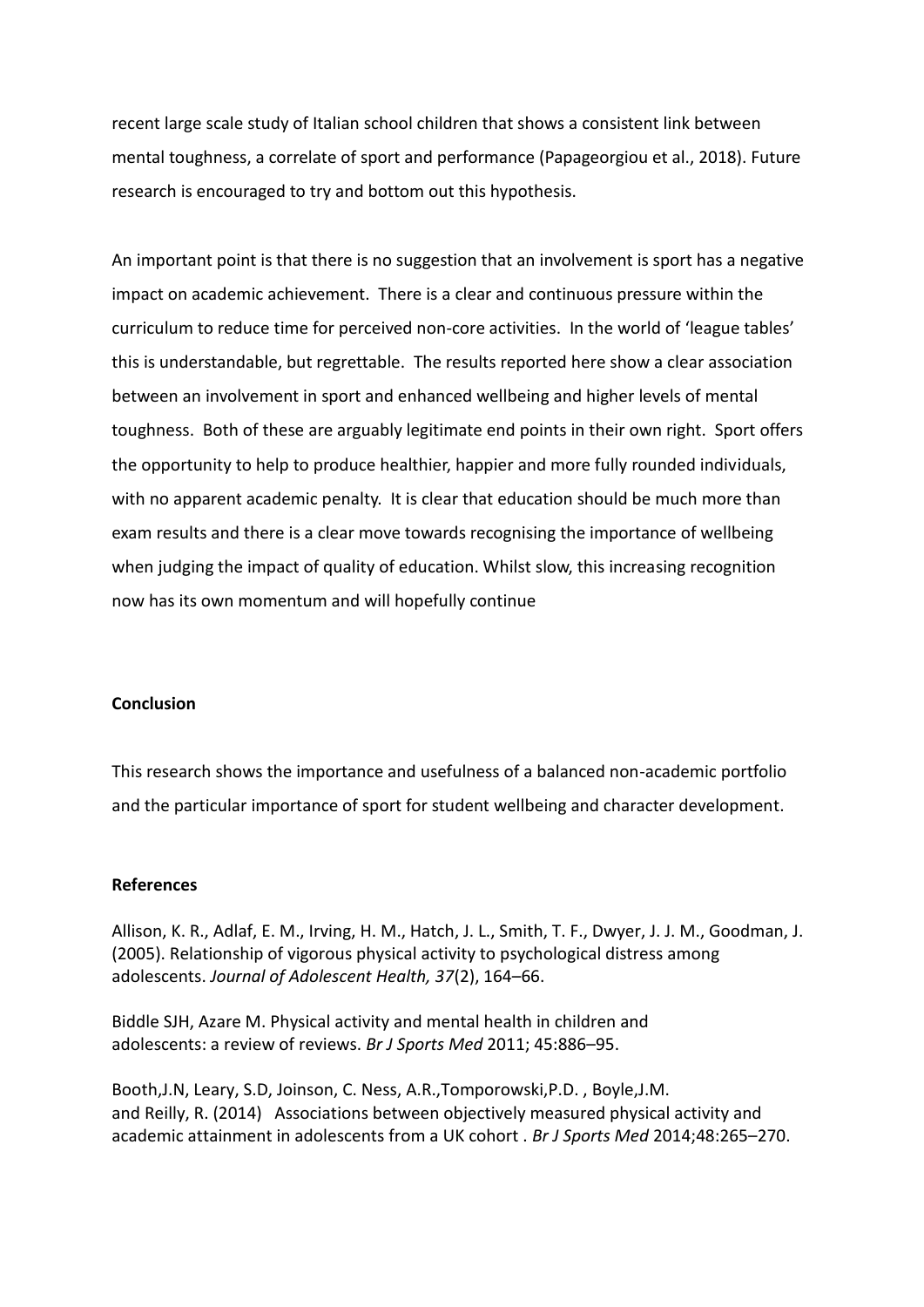recent large scale study of Italian school children that shows a consistent link between mental toughness, a correlate of sport and performance (Papageorgiou et al., 2018). Future research is encouraged to try and bottom out this hypothesis.

An important point is that there is no suggestion that an involvement is sport has a negative impact on academic achievement. There is a clear and continuous pressure within the curriculum to reduce time for perceived non-core activities. In the world of 'league tables' this is understandable, but regrettable. The results reported here show a clear association between an involvement in sport and enhanced wellbeing and higher levels of mental toughness. Both of these are arguably legitimate end points in their own right. Sport offers the opportunity to help to produce healthier, happier and more fully rounded individuals, with no apparent academic penalty. It is clear that education should be much more than exam results and there is a clear move towards recognising the importance of wellbeing when judging the impact of quality of education. Whilst slow, this increasing recognition now has its own momentum and will hopefully continue

**Conclusion**

This research shows the importance and usefulness of a balanced non-academic portfolio and the particular importance of sport for student wellbeing and character development.

**References**

Allison, K. R., Adlaf, E. M., Irving, H. M., Hatch, J. L., Smith, T. F., Dwyer, J. J. M., Goodman, J. (2005). Relationship of vigorous physical activity to psychological distress among adolescents. *Journal of Adolescent Health, 37*(2), 164–66.

Biddle SJH, Azare M. Physical activity and mental health in children and adolescents: a review of reviews. *Br J Sports Med* 2011; 45:886–95.

Booth,J.N, Leary, S.D, Joinson, C. Ness, A.R.,Tomporowski,P.D. , Boyle,J.M. and Reilly, R. (2014) Associations between objectively measured physical activity and academic attainment in adolescents from a UK cohort . *Br J Sports Med* 2014;48:265–270.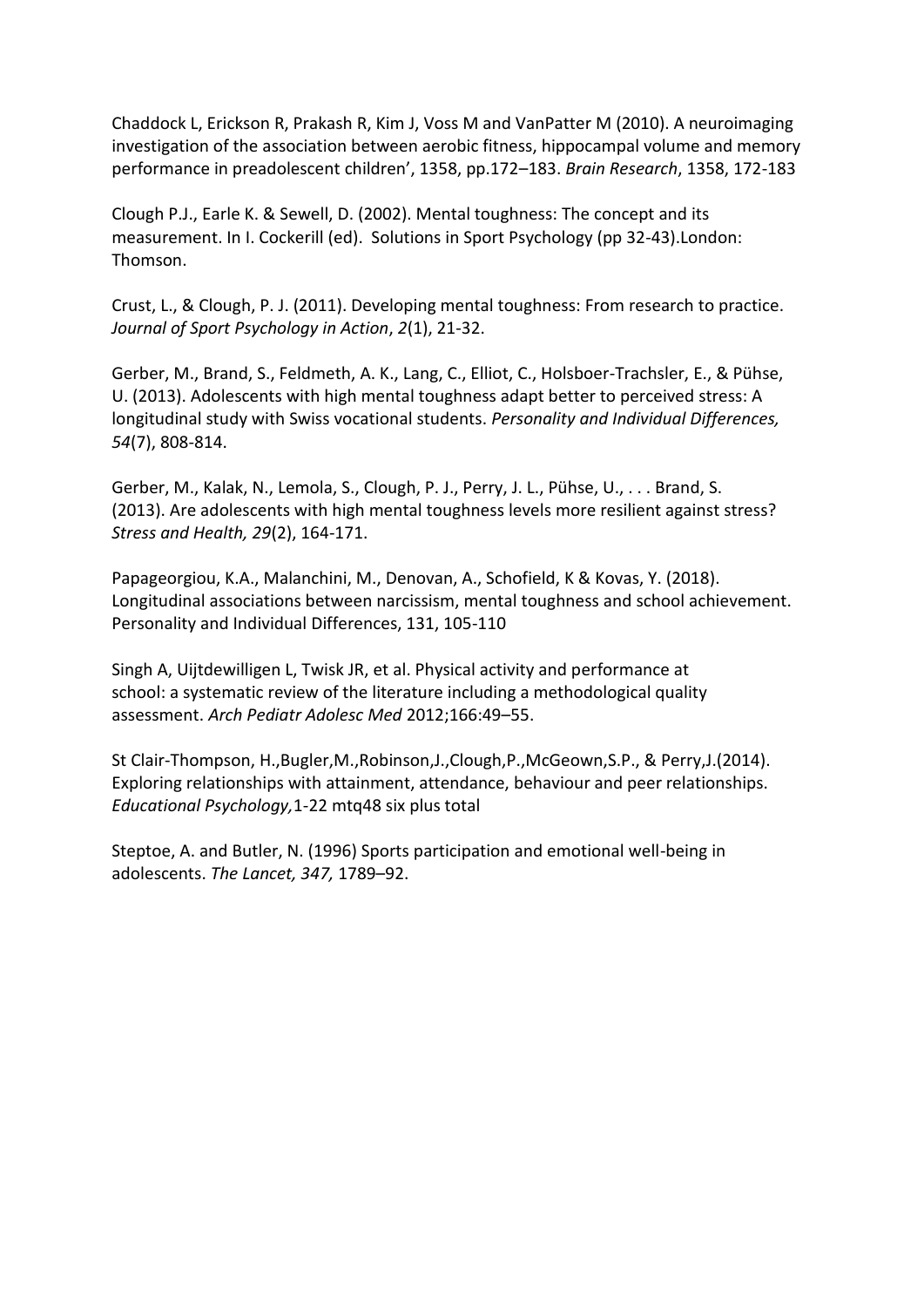Chaddock L, Erickson R, Prakash R, Kim J, Voss M and VanPatter M (2010). A neuroimaging investigation of the association between aerobic fitness, hippocampal volume and memory performance in preadolescent children', 1358, pp.172–183. *Brain Research*, 1358, 172-183

Clough P.J., Earle K. & Sewell, D. (2002). Mental toughness: The concept and its measurement. In I. Cockerill (ed). Solutions in Sport Psychology (pp 32-43).London: Thomson.

Crust, L., & Clough, P. J. (2011). Developing mental toughness: From research to practice. *Journal of Sport Psychology in Action*, *2*(1), 21-32.

Gerber, M., Brand, S., Feldmeth, A. K., Lang, C., Elliot, C., Holsboer-Trachsler, E., & Pühse, U. (2013). Adolescents with high mental toughness adapt better to perceived stress: A longitudinal study with Swiss vocational students. *Personality and Individual Differences, 54*(7), 808-814.

Gerber, M., Kalak, N., Lemola, S., Clough, P. J., Perry, J. L., Pühse, U., . . . Brand, S. (2013). Are adolescents with high mental toughness levels more resilient against stress? *Stress and Health, 29*(2), 164-171.

Papageorgiou, K.A., Malanchini, M., Denovan, A., Schofield, K & Kovas, Y. (2018). Longitudinal associations between narcissism, mental toughness and school achievement. Personality and Individual Differences, 131, 105-110

Singh A, Uijtdewilligen L, Twisk JR, et al. Physical activity and performance at school: a systematic review of the literature including a methodological quality assessment. *Arch Pediatr Adolesc Med* 2012;166:49–55.

St Clair-Thompson, H.,Bugler,M.,Robinson,J.,Clough,P.,McGeown,S.P., & Perry,J.(2014). Exploring relationships with attainment, attendance, behaviour and peer relationships. *Educational Psychology,*1-22 mtq48 six plus total

Steptoe, A. and Butler, N. (1996) Sports participation and emotional well-being in adolescents. *The Lancet, 347,* 1789–92.